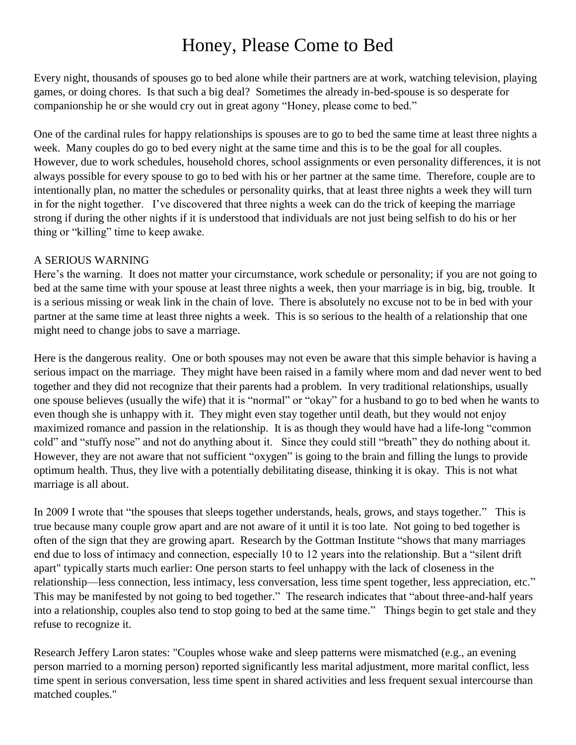# Honey, Please Come to Bed

Every night, thousands of spouses go to bed alone while their partners are at work, watching television, playing games, or doing chores. Is that such a big deal? Sometimes the already in-bed-spouse is so desperate for companionship he or she would cry out in great agony "Honey, please come to bed."

One of the cardinal rules for happy relationships is spouses are to go to bed the same time at least three nights a week. Many couples do go to bed every night at the same time and this is to be the goal for all couples. However, due to work schedules, household chores, school assignments or even personality differences, it is not always possible for every spouse to go to bed with his or her partner at the same time. Therefore, couple are to intentionally plan, no matter the schedules or personality quirks, that at least three nights a week they will turn in for the night together. I've discovered that three nights a week can do the trick of keeping the marriage strong if during the other nights if it is understood that individuals are not just being selfish to do his or her thing or "killing" time to keep awake.

A SERIOUS WARNING
Here's the warning. It does not matter your circumstance, work schedule or personality; if you are not going to bed at the same time with your spouse at least three nights a week, then your marriage is in big, big, trouble. It is a serious missing or weak link in the chain of love. There is absolutely no excuse not to be in bed with your partner at the same time at least three nights a week. This is so serious to the health of a relationship that one might need to change jobs to save a marriage.

Here is the dangerous reality. One or both spouses may not even be aware that this simple behavior is having a serious impact on the marriage. They might have been raised in a family where mom and dad never went to bed together and they did not recognize that their parents had a problem. In very traditional relationships, usually one spouse believes (usually the wife) that it is "normal" or "okay" for a husband to go to bed when he wants to even though she is unhappy with it. They might even stay together until death, but they would not enjoy maximized romance and passion in the relationship. It is as though they would have had a life-long "common cold" and "stuffy nose" and not do anything about it. Since they could still "breath" they do nothing about it. However, they are not aware that not sufficient "oxygen" is going to the brain and filling the lungs to provide optimum health. Thus, they live with a potentially debilitating disease, thinking it is okay. This is not what marriage is all about.

In 2009 I wrote that "the spouses that sleeps together understands, heals, grows, and stays together." This is true because many couple grow apart and are not aware of it until it is too late. Not going to bed together is often of the sign that they are growing apart. Research by the Gottman Institute "shows that many marriages end due to loss of intimacy and connection, especially 10 to 12 years into the relationship. But a "silent drift apart" typically starts much earlier: One person starts to feel unhappy with the lack of closeness in the relationship—less connection, less intimacy, less conversation, less time spent together, less appreciation, etc." This may be manifested by not going to bed together." The research indicates that "about three-and-half years into a relationship, couples also tend to stop going to bed at the same time." Things begin to get stale and they refuse to recognize it.

Research Jeffery Laron states: "Couples whose wake and sleep patterns were mismatched (e.g., an evening person married to a morning person) reported significantly less marital adjustment, more marital conflict, less time spent in serious conversation, less time spent in shared activities and less frequent sexual intercourse than matched couples."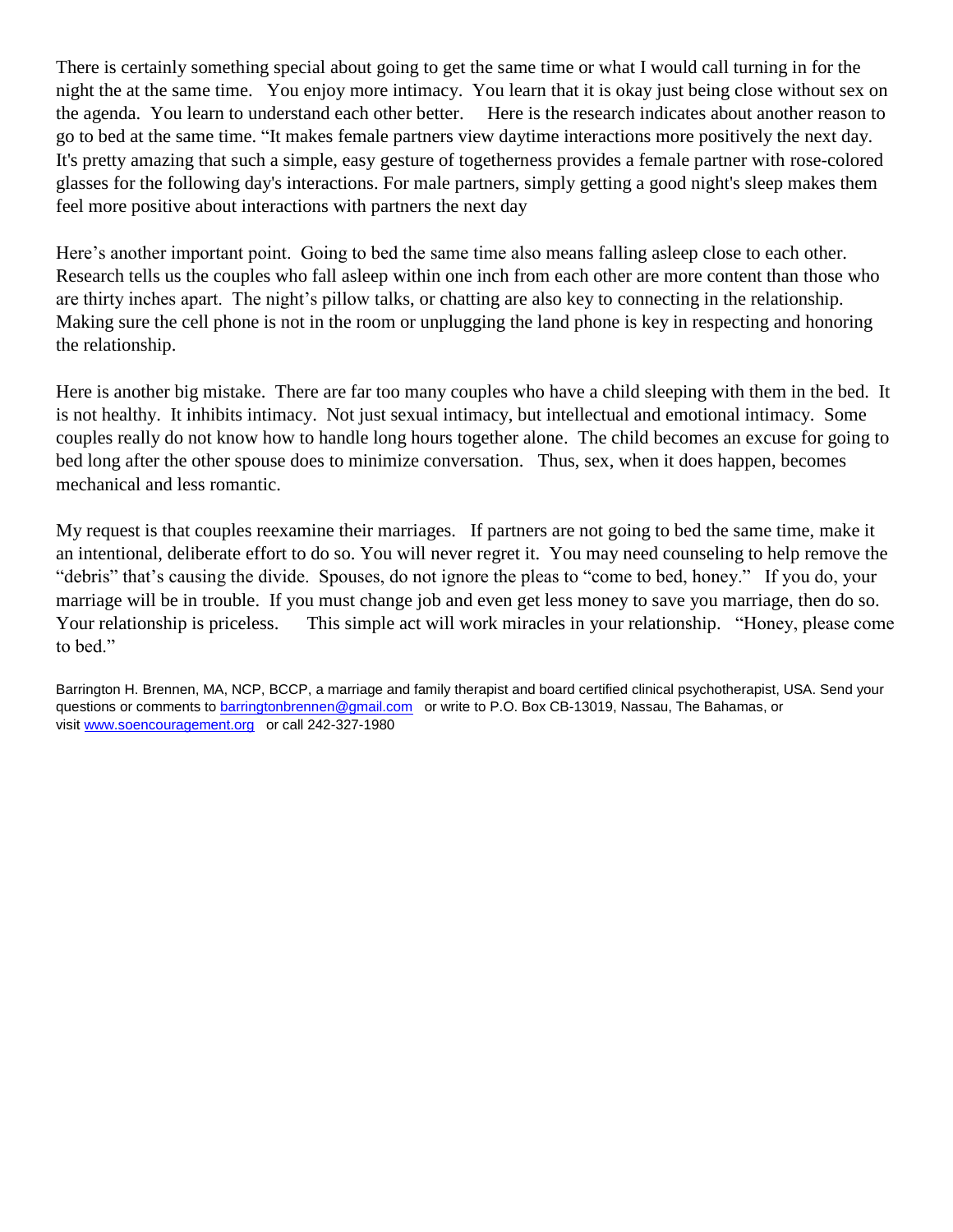There is certainly something special about going to get the same time or what I would call turning in for the night the at the same time. You enjoy more intimacy. You learn that it is okay just being close without sex on the agenda. You learn to understand each other better. Here is the research indicates about another reason to go to bed at the same time. "It makes female partners view daytime interactions more positively the next day. It's pretty amazing that such a simple, easy gesture of togetherness provides a female partner with rose-colored glasses for the following day's interactions. For male partners, simply getting a good night's sleep makes them feel more positive about interactions with partners the next day

Here's another important point. Going to bed the same time also means falling asleep close to each other. Research tells us the couples who fall asleep within one inch from each other are more content than those who are thirty inches apart. The night's pillow talks, or chatting are also key to connecting in the relationship. Making sure the cell phone is not in the room or unplugging the land phone is key in respecting and honoring the relationship.

Here is another big mistake. There are far too many couples who have a child sleeping with them in the bed. It is not healthy. It inhibits intimacy. Not just sexual intimacy, but intellectual and emotional intimacy. Some couples really do not know how to handle long hours together alone. The child becomes an excuse for going to bed long after the other spouse does to minimize conversation. Thus, sex, when it does happen, becomes mechanical and less romantic.

My request is that couples reexamine their marriages. If partners are not going to bed the same time, make it an intentional, deliberate effort to do so. You will never regret it. You may need counseling to help remove the "debris" that's causing the divide. Spouses, do not ignore the pleas to "come to bed, honey." If you do, your marriage will be in trouble. If you must change job and even get less money to save you marriage, then do so. Your relationship is priceless. This simple act will work miracles in your relationship. "Honey, please come to bed."

Barrington H. Brennen, MA, NCP, BCCP, a marriage and family therapist and board certified clinical psychotherapist, USA. Send your questions or comments to barringtonbrennen@gmail.com or write to P.O. Box CB-13019, Nassau, The Bahamas, or visit www.soencouragement.org or call 242-327-1980